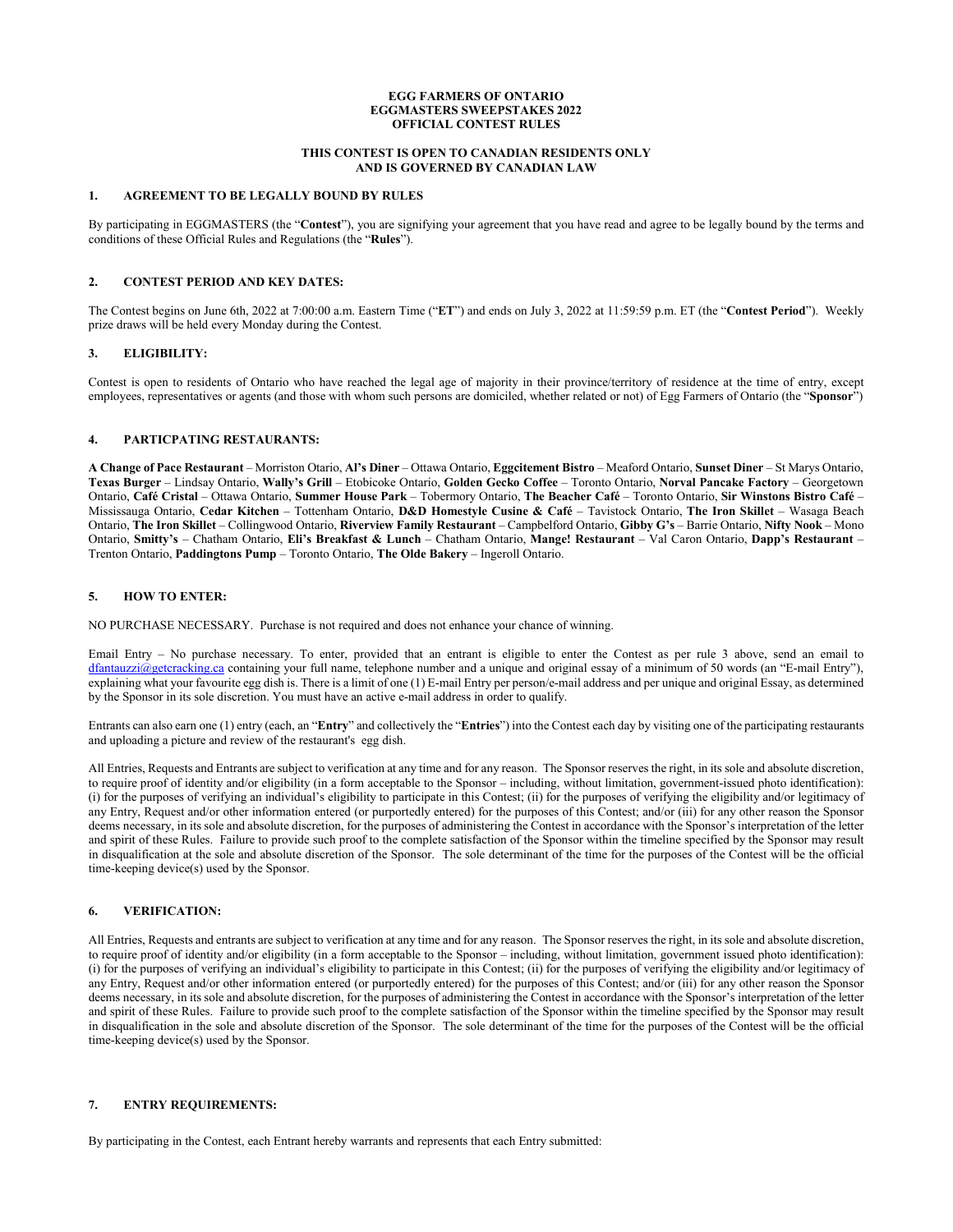**EGG FARMERS OF ONTARIO**
**EGGMASTERS SWEEPSTAKES 2022**
**OFFICIAL CONTEST RULES**

**THIS CONTEST IS OPEN TO CANADIAN RESIDENTS ONLY**
**AND IS GOVERNED BY CANADIAN LAW**

## 1. AGREEMENT TO BE LEGALLY BOUND BY RULES

By participating in EGGMASTERS (the "**Contest**"), you are signifying your agreement that you have read and agree to be legally bound by the terms and conditions of these Official Rules and Regulations (the "**Rules**").

## 2. CONTEST PERIOD AND KEY DATES:

The Contest begins on June 6th, 2022 at 7:00:00 a.m. Eastern Time ("**ET**") and ends on July 3, 2022 at 11:59:59 p.m. ET (the "**Contest Period**"). Weekly prize draws will be held every Monday during the Contest.

## 3. ELIGIBILITY:

Contest is open to residents of Ontario who have reached the legal age of majority in their province/territory of residence at the time of entry, except employees, representatives or agents (and those with whom such persons are domiciled, whether related or not) of Egg Farmers of Ontario (the "**Sponsor**")

## 4. PARTICPATING RESTAURANTS:

**A Change of Pace Restaurant** – Morriston Otario, **Al's Diner** – Ottawa Ontario, **Eggcitement Bistro** – Meaford Ontario, **Sunset Diner** – St Marys Ontario, **Texas Burger** – Lindsay Ontario, **Wally's Grill** – Etobicoke Ontario, **Golden Gecko Coffee** – Toronto Ontario, **Norval Pancake Factory** – Georgetown Ontario, **Café Cristal** – Ottawa Ontario, **Summer House Park** – Tobermory Ontario, **The Beacher Café** – Toronto Ontario, **Sir Winstons Bistro Café** – Mississauga Ontario, **Cedar Kitchen** – Tottenham Ontario, **D&D Homestyle Cusine & Café** – Tavistock Ontario, **The Iron Skillet** – Wasaga Beach Ontario, **The Iron Skillet** – Collingwood Ontario, **Riverview Family Restaurant** – Campbelford Ontario, **Gibby G's** – Barrie Ontario, **Nifty Nook** – Mono Ontario, **Smitty's** – Chatham Ontario, **Eli's Breakfast & Lunch** – Chatham Ontario, **Mange! Restaurant** – Val Caron Ontario, **Dapp's Restaurant** – Trenton Ontario, **Paddingtons Pump** – Toronto Ontario, **The Olde Bakery** – Ingeroll Ontario.

## 5. HOW TO ENTER:

NO PURCHASE NECESSARY. Purchase is not required and does not enhance your chance of winning.

Email Entry – No purchase necessary. To enter, provided that an entrant is eligible to enter the Contest as per rule 3 above, send an email to dfantauzzi@getcracking.ca containing your full name, telephone number and a unique and original essay of a minimum of 50 words (an "E-mail Entry"), explaining what your favourite egg dish is. There is a limit of one (1) E-mail Entry per person/e-mail address and per unique and original Essay, as determined by the Sponsor in its sole discretion. You must have an active e-mail address in order to qualify.

Entrants can also earn one (1) entry (each, an "**Entry**" and collectively the "**Entries**") into the Contest each day by visiting one of the participating restaurants and uploading a picture and review of the restaurant's egg dish.

All Entries, Requests and Entrants are subject to verification at any time and for any reason. The Sponsor reserves the right, in its sole and absolute discretion, to require proof of identity and/or eligibility (in a form acceptable to the Sponsor – including, without limitation, government-issued photo identification): (i) for the purposes of verifying an individual's eligibility to participate in this Contest; (ii) for the purposes of verifying the eligibility and/or legitimacy of any Entry, Request and/or other information entered (or purportedly entered) for the purposes of this Contest; and/or (iii) for any other reason the Sponsor deems necessary, in its sole and absolute discretion, for the purposes of administering the Contest in accordance with the Sponsor's interpretation of the letter and spirit of these Rules. Failure to provide such proof to the complete satisfaction of the Sponsor within the timeline specified by the Sponsor may result in disqualification at the sole and absolute discretion of the Sponsor. The sole determinant of the time for the purposes of the Contest will be the official time-keeping device(s) used by the Sponsor.

## 6. VERIFICATION:

All Entries, Requests and entrants are subject to verification at any time and for any reason. The Sponsor reserves the right, in its sole and absolute discretion, to require proof of identity and/or eligibility (in a form acceptable to the Sponsor – including, without limitation, government issued photo identification): (i) for the purposes of verifying an individual's eligibility to participate in this Contest; (ii) for the purposes of verifying the eligibility and/or legitimacy of any Entry, Request and/or other information entered (or purportedly entered) for the purposes of this Contest; and/or (iii) for any other reason the Sponsor deems necessary, in its sole and absolute discretion, for the purposes of administering the Contest in accordance with the Sponsor's interpretation of the letter and spirit of these Rules. Failure to provide such proof to the complete satisfaction of the Sponsor within the timeline specified by the Sponsor may result in disqualification in the sole and absolute discretion of the Sponsor. The sole determinant of the time for the purposes of the Contest will be the official time-keeping device(s) used by the Sponsor.

## 7. ENTRY REQUIREMENTS:

By participating in the Contest, each Entrant hereby warrants and represents that each Entry submitted: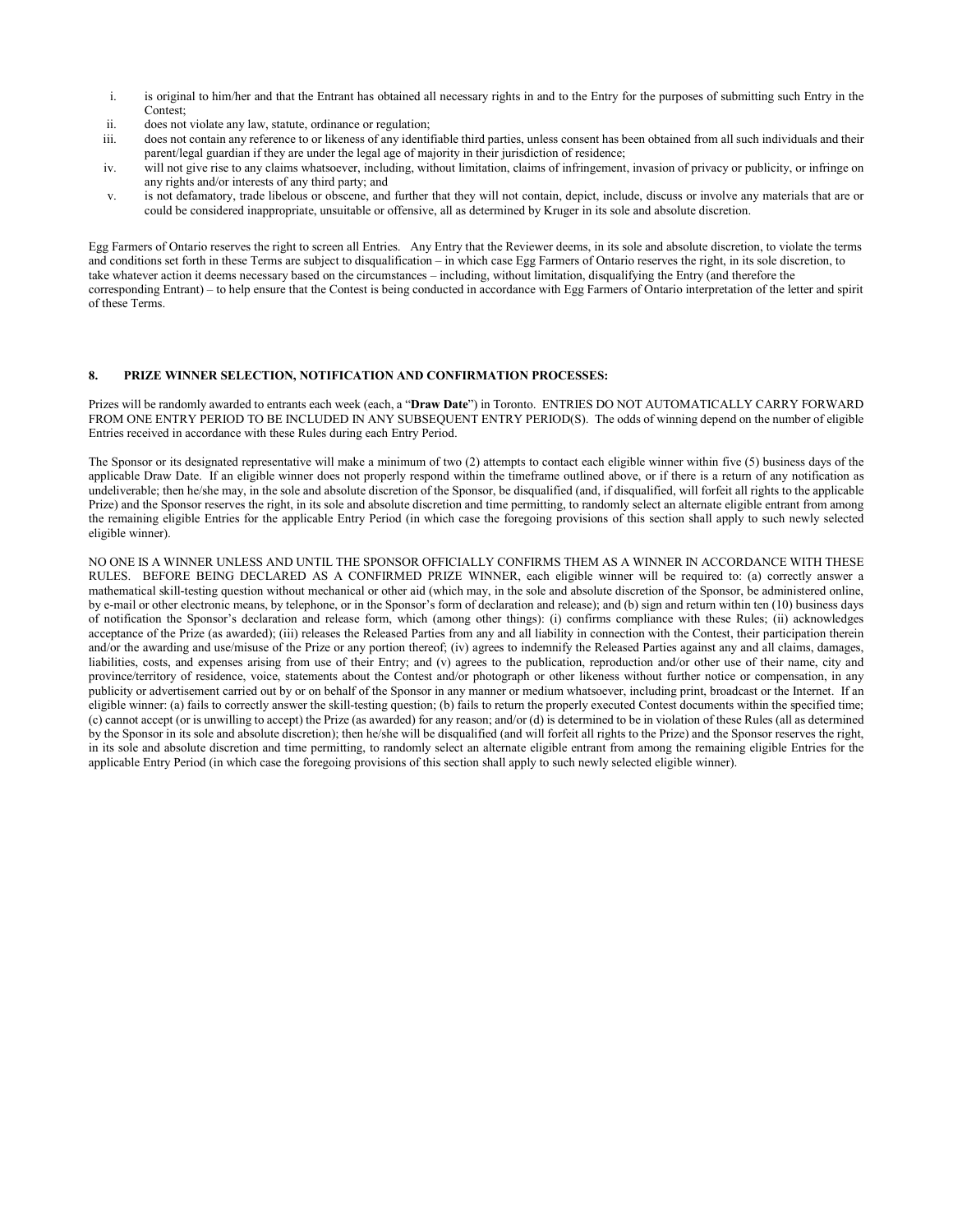i. is original to him/her and that the Entrant has obtained all necessary rights in and to the Entry for the purposes of submitting such Entry in the Contest;
ii. does not violate any law, statute, ordinance or regulation;
iii. does not contain any reference to or likeness of any identifiable third parties, unless consent has been obtained from all such individuals and their parent/legal guardian if they are under the legal age of majority in their jurisdiction of residence;
iv. will not give rise to any claims whatsoever, including, without limitation, claims of infringement, invasion of privacy or publicity, or infringe on any rights and/or interests of any third party; and
v. is not defamatory, trade libelous or obscene, and further that they will not contain, depict, include, discuss or involve any materials that are or could be considered inappropriate, unsuitable or offensive, all as determined by Kruger in its sole and absolute discretion.

Egg Farmers of Ontario reserves the right to screen all Entries. Any Entry that the Reviewer deems, in its sole and absolute discretion, to violate the terms and conditions set forth in these Terms are subject to disqualification – in which case Egg Farmers of Ontario reserves the right, in its sole discretion, to take whatever action it deems necessary based on the circumstances – including, without limitation, disqualifying the Entry (and therefore the corresponding Entrant) – to help ensure that the Contest is being conducted in accordance with Egg Farmers of Ontario interpretation of the letter and spirit of these Terms.

**8. PRIZE WINNER SELECTION, NOTIFICATION AND CONFIRMATION PROCESSES:**

Prizes will be randomly awarded to entrants each week (each, a "**Draw Date**") in Toronto. ENTRIES DO NOT AUTOMATICALLY CARRY FORWARD FROM ONE ENTRY PERIOD TO BE INCLUDED IN ANY SUBSEQUENT ENTRY PERIOD(S). The odds of winning depend on the number of eligible Entries received in accordance with these Rules during each Entry Period.

The Sponsor or its designated representative will make a minimum of two (2) attempts to contact each eligible winner within five (5) business days of the applicable Draw Date. If an eligible winner does not properly respond within the timeframe outlined above, or if there is a return of any notification as undeliverable; then he/she may, in the sole and absolute discretion of the Sponsor, be disqualified (and, if disqualified, will forfeit all rights to the applicable Prize) and the Sponsor reserves the right, in its sole and absolute discretion and time permitting, to randomly select an alternate eligible entrant from among the remaining eligible Entries for the applicable Entry Period (in which case the foregoing provisions of this section shall apply to such newly selected eligible winner).

NO ONE IS A WINNER UNLESS AND UNTIL THE SPONSOR OFFICIALLY CONFIRMS THEM AS A WINNER IN ACCORDANCE WITH THESE RULES. BEFORE BEING DECLARED AS A CONFIRMED PRIZE WINNER, each eligible winner will be required to: (a) correctly answer a mathematical skill-testing question without mechanical or other aid (which may, in the sole and absolute discretion of the Sponsor, be administered online, by e-mail or other electronic means, by telephone, or in the Sponsor's form of declaration and release); and (b) sign and return within ten (10) business days of notification the Sponsor's declaration and release form, which (among other things): (i) confirms compliance with these Rules; (ii) acknowledges acceptance of the Prize (as awarded); (iii) releases the Released Parties from any and all liability in connection with the Contest, their participation therein and/or the awarding and use/misuse of the Prize or any portion thereof; (iv) agrees to indemnify the Released Parties against any and all claims, damages, liabilities, costs, and expenses arising from use of their Entry; and (v) agrees to the publication, reproduction and/or other use of their name, city and province/territory of residence, voice, statements about the Contest and/or photograph or other likeness without further notice or compensation, in any publicity or advertisement carried out by or on behalf of the Sponsor in any manner or medium whatsoever, including print, broadcast or the Internet. If an eligible winner: (a) fails to correctly answer the skill-testing question; (b) fails to return the properly executed Contest documents within the specified time; (c) cannot accept (or is unwilling to accept) the Prize (as awarded) for any reason; and/or (d) is determined to be in violation of these Rules (all as determined by the Sponsor in its sole and absolute discretion); then he/she will be disqualified (and will forfeit all rights to the Prize) and the Sponsor reserves the right, in its sole and absolute discretion and time permitting, to randomly select an alternate eligible entrant from among the remaining eligible Entries for the applicable Entry Period (in which case the foregoing provisions of this section shall apply to such newly selected eligible winner).